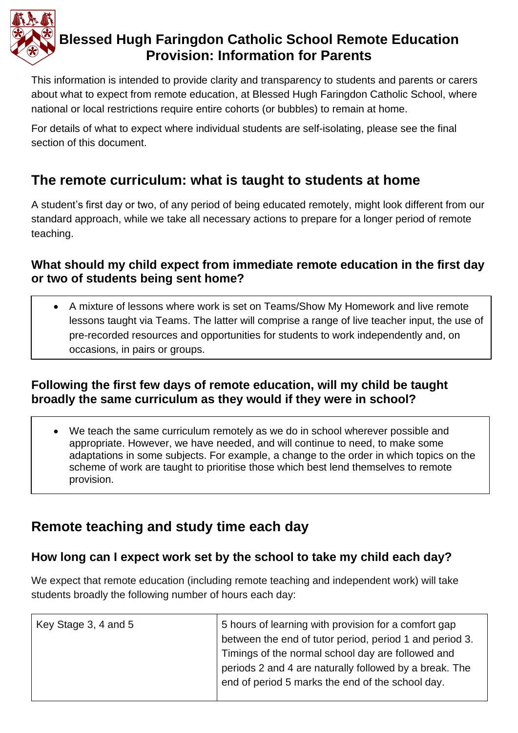# Blessed Hugh Faringdon Catholic School Remote Education Provision: Information for Parents

This information is intended to provide clarity and transparency to students and parents or carers about what to expect from remote education, at Blessed Hugh Faringdon Catholic School, where national or local restrictions require entire cohorts (or bubbles) to remain at home.

For details of what to expect where individual students are self-isolating, please see the final section of this document.

## The remote curriculum: what is taught to students at home

A student's first day or two, of any period of being educated remotely, might look different from our standard approach, while we take all necessary actions to prepare for a longer period of remote teaching.

### What should my child expect from immediate remote education in the first day or two of students being sent home?

- A mixture of lessons where work is set on Teams/Show My Homework and live remote lessons taught via Teams. The latter will comprise a range of live teacher input, the use of pre-recorded resources and opportunities for students to work independently and, on occasions, in pairs or groups.

### Following the first few days of remote education, will my child be taught broadly the same curriculum as they would if they were in school?

- We teach the same curriculum remotely as we do in school wherever possible and appropriate. However, we have needed, and will continue to need, to make some adaptations in some subjects. For example, a change to the order in which topics on the scheme of work are taught to prioritise those which best lend themselves to remote provision.

## Remote teaching and study time each day

### How long can I expect work set by the school to take my child each day?

We expect that remote education (including remote teaching and independent work) will take students broadly the following number of hours each day:

| | |
|---|---|
| Key Stage 3, 4 and 5 | 5 hours of learning with provision for a comfort gap between the end of tutor period, period 1 and period 3. Timings of the normal school day are followed and periods 2 and 4 are naturally followed by a break. The end of period 5 marks the end of the school day. |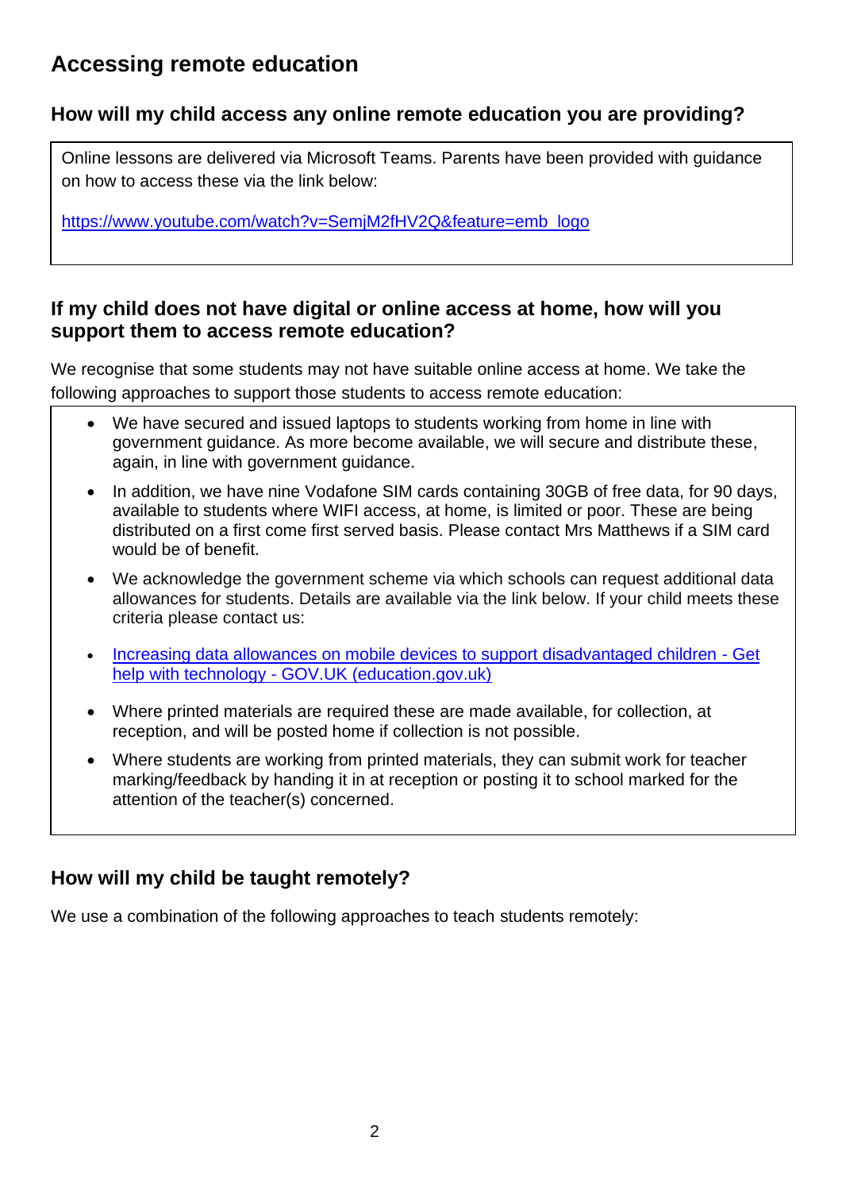## Accessing remote education

### How will my child access any online remote education you are providing?

Online lessons are delivered via Microsoft Teams. Parents have been provided with guidance on how to access these via the link below:

https://www.youtube.com/watch?v=SemjM2fHV2Q&feature=emb_logo

### If my child does not have digital or online access at home, how will you support them to access remote education?

We recognise that some students may not have suitable online access at home. We take the following approaches to support those students to access remote education:

- We have secured and issued laptops to students working from home in line with government guidance. As more become available, we will secure and distribute these, again, in line with government guidance.
- In addition, we have nine Vodafone SIM cards containing 30GB of free data, for 90 days, available to students where WIFI access, at home, is limited or poor. These are being distributed on a first come first served basis. Please contact Mrs Matthews if a SIM card would be of benefit.
- We acknowledge the government scheme via which schools can request additional data allowances for students. Details are available via the link below. If your child meets these criteria please contact us:
- Increasing data allowances on mobile devices to support disadvantaged children - Get help with technology - GOV.UK (education.gov.uk)
- Where printed materials are required these are made available, for collection, at reception, and will be posted home if collection is not possible.
- Where students are working from printed materials, they can submit work for teacher marking/feedback by handing it in at reception or posting it to school marked for the attention of the teacher(s) concerned.

### How will my child be taught remotely?

We use a combination of the following approaches to teach students remotely: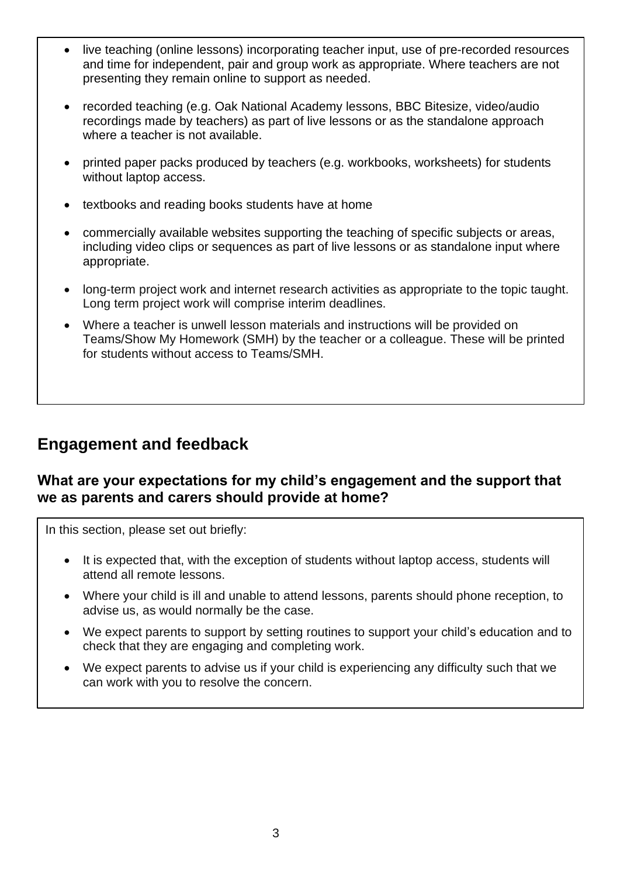- live teaching (online lessons) incorporating teacher input, use of pre-recorded resources and time for independent, pair and group work as appropriate. Where teachers are not presenting they remain online to support as needed.
- recorded teaching (e.g. Oak National Academy lessons, BBC Bitesize, video/audio recordings made by teachers) as part of live lessons or as the standalone approach where a teacher is not available.
- printed paper packs produced by teachers (e.g. workbooks, worksheets) for students without laptop access.
- textbooks and reading books students have at home
- commercially available websites supporting the teaching of specific subjects or areas, including video clips or sequences as part of live lessons or as standalone input where appropriate.
- long-term project work and internet research activities as appropriate to the topic taught. Long term project work will comprise interim deadlines.
- Where a teacher is unwell lesson materials and instructions will be provided on Teams/Show My Homework (SMH) by the teacher or a colleague. These will be printed for students without access to Teams/SMH.

## Engagement and feedback

### What are your expectations for my child's engagement and the support that we as parents and carers should provide at home?

In this section, please set out briefly:

- It is expected that, with the exception of students without laptop access, students will attend all remote lessons.
- Where your child is ill and unable to attend lessons, parents should phone reception, to advise us, as would normally be the case.
- We expect parents to support by setting routines to support your child's education and to check that they are engaging and completing work.
- We expect parents to advise us if your child is experiencing any difficulty such that we can work with you to resolve the concern.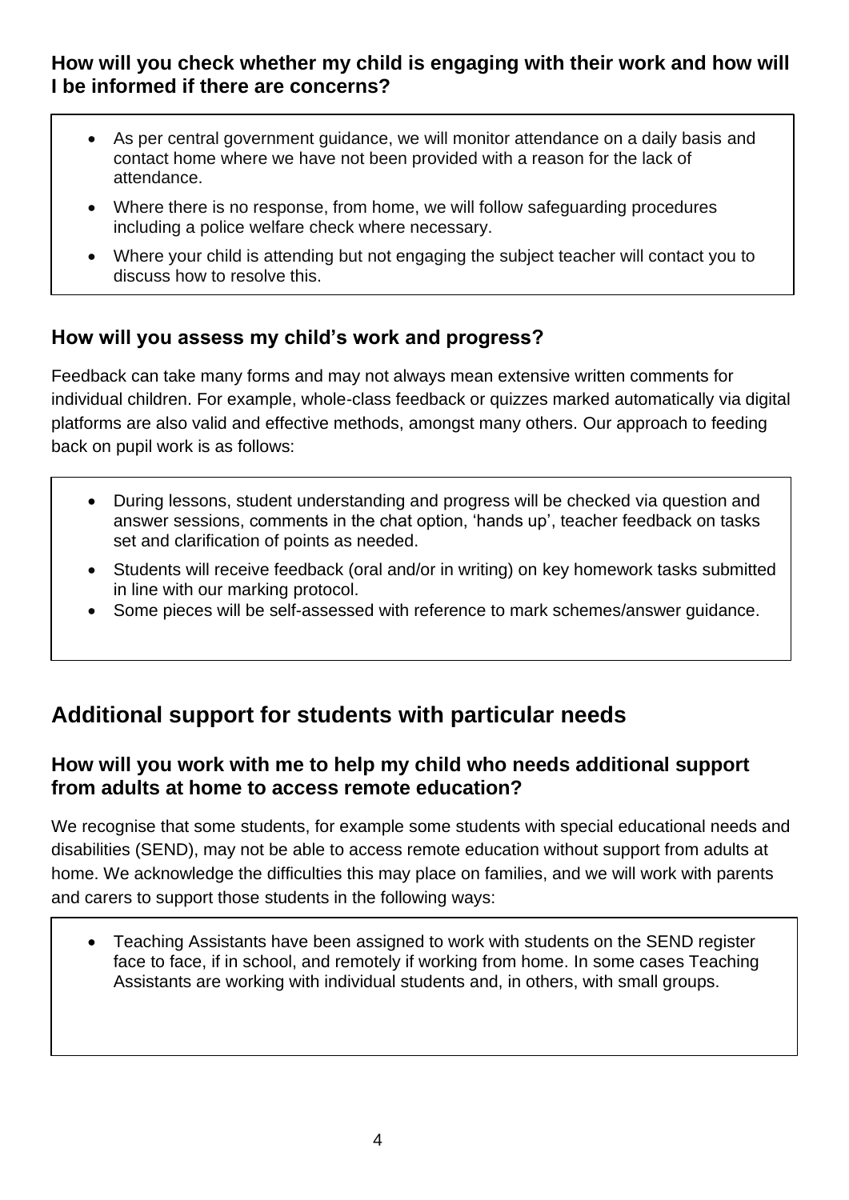### How will you check whether my child is engaging with their work and how will I be informed if there are concerns?

- As per central government guidance, we will monitor attendance on a daily basis and contact home where we have not been provided with a reason for the lack of attendance.
- Where there is no response, from home, we will follow safeguarding procedures including a police welfare check where necessary.
- Where your child is attending but not engaging the subject teacher will contact you to discuss how to resolve this.

### How will you assess my child's work and progress?

Feedback can take many forms and may not always mean extensive written comments for individual children. For example, whole-class feedback or quizzes marked automatically via digital platforms are also valid and effective methods, amongst many others. Our approach to feeding back on pupil work is as follows:

- During lessons, student understanding and progress will be checked via question and answer sessions, comments in the chat option, 'hands up', teacher feedback on tasks set and clarification of points as needed.
- Students will receive feedback (oral and/or in writing) on key homework tasks submitted in line with our marking protocol.
- Some pieces will be self-assessed with reference to mark schemes/answer guidance.

## Additional support for students with particular needs

### How will you work with me to help my child who needs additional support from adults at home to access remote education?

We recognise that some students, for example some students with special educational needs and disabilities (SEND), may not be able to access remote education without support from adults at home. We acknowledge the difficulties this may place on families, and we will work with parents and carers to support those students in the following ways:

- Teaching Assistants have been assigned to work with students on the SEND register face to face, if in school, and remotely if working from home. In some cases Teaching Assistants are working with individual students and, in others, with small groups.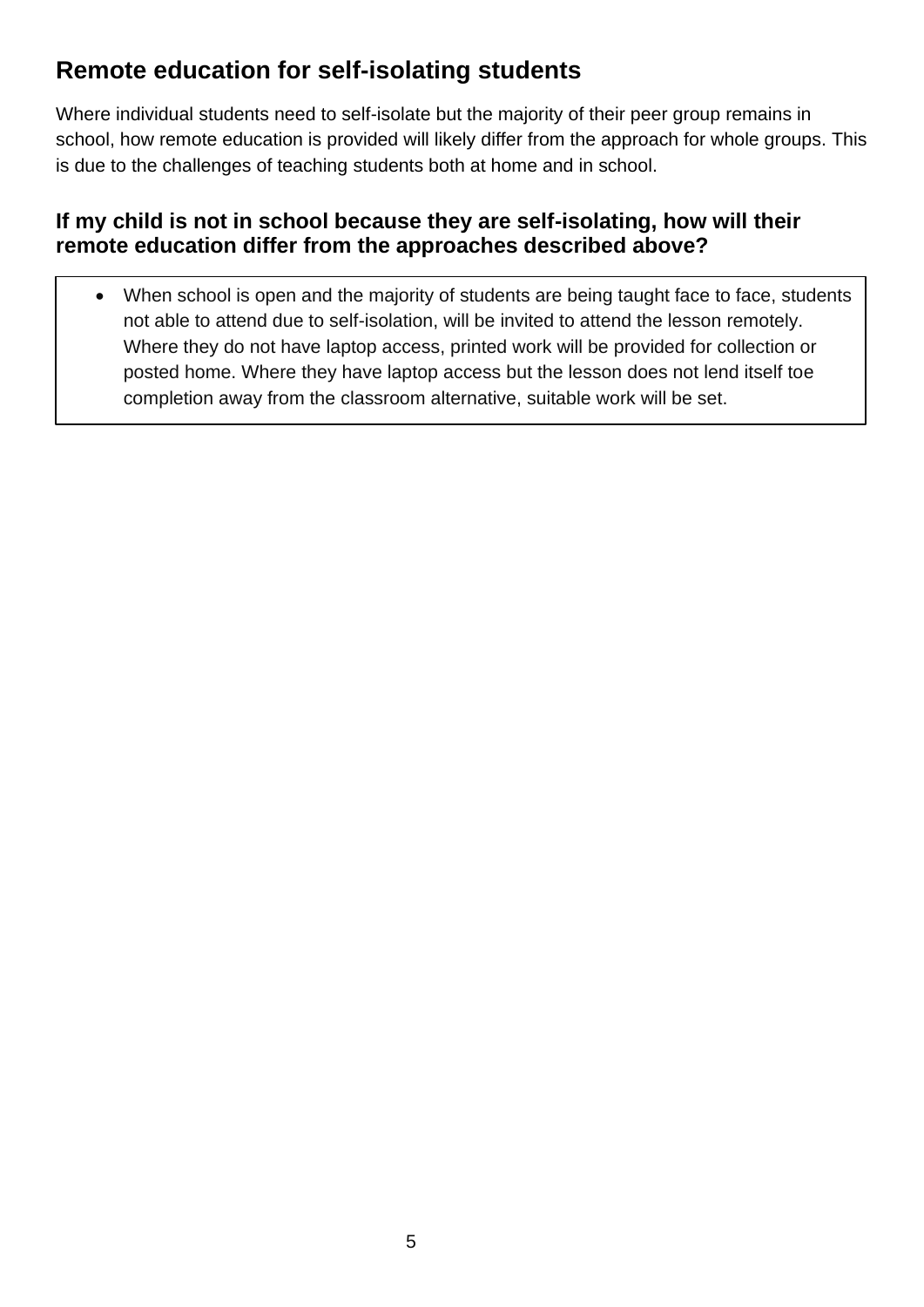## Remote education for self-isolating students

Where individual students need to self-isolate but the majority of their peer group remains in school, how remote education is provided will likely differ from the approach for whole groups. This is due to the challenges of teaching students both at home and in school.

### If my child is not in school because they are self-isolating, how will their remote education differ from the approaches described above?

- When school is open and the majority of students are being taught face to face, students not able to attend due to self-isolation, will be invited to attend the lesson remotely. Where they do not have laptop access, printed work will be provided for collection or posted home. Where they have laptop access but the lesson does not lend itself toe completion away from the classroom alternative, suitable work will be set.